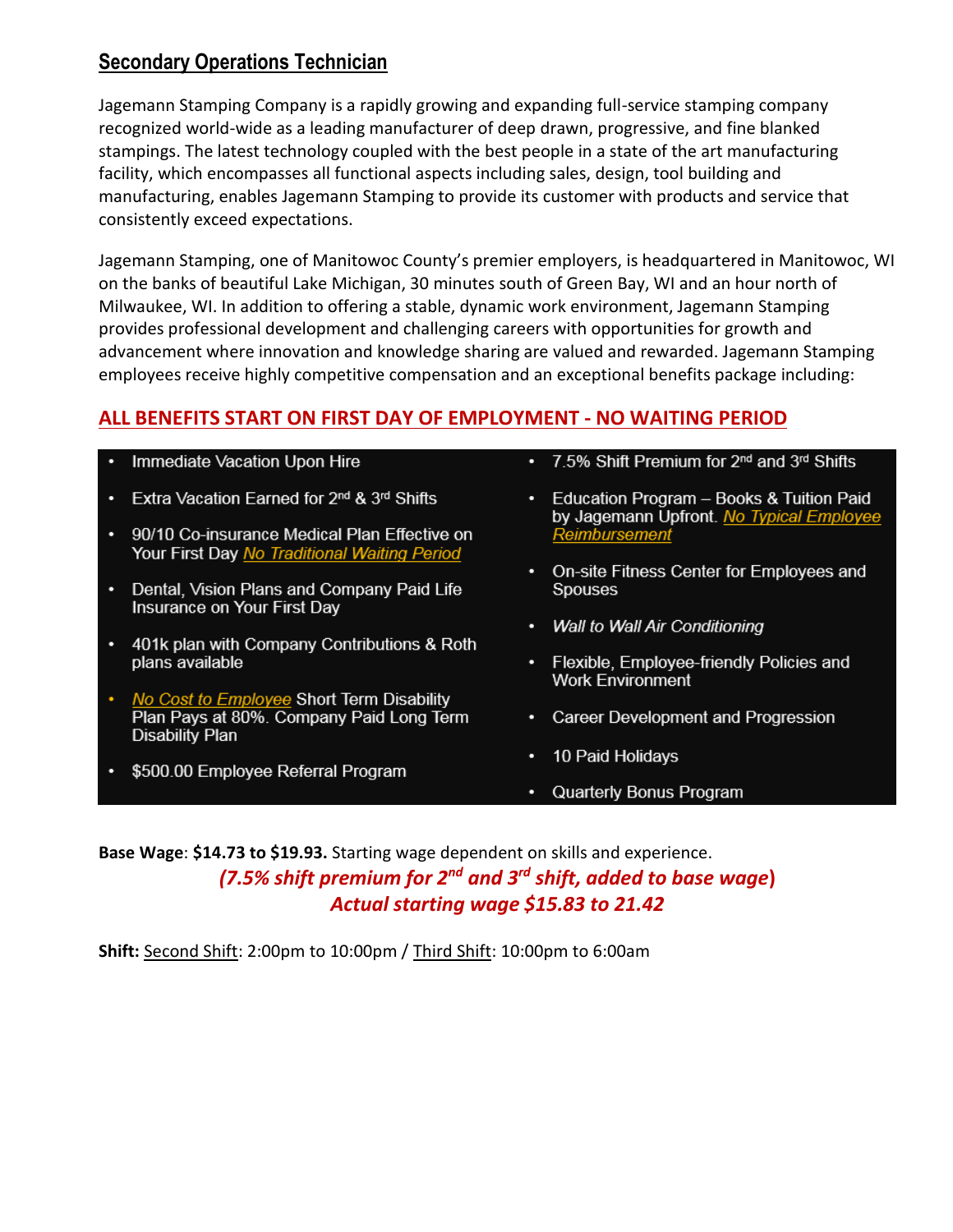## Secondary Operations Technician

Jagemann Stamping Company is a rapidly growing and expanding full-service stamping company recognized world-wide as a leading manufacturer of deep drawn, progressive, and fine blanked stampings. The latest technology coupled with the best people in a state of the art manufacturing facility, which encompasses all functional aspects including sales, design, tool building and manufacturing, enables Jagemann Stamping to provide its customer with products and service that consistently exceed expectations.

Jagemann Stamping, one of Manitowoc County's premier employers, is headquartered in Manitowoc, WI on the banks of beautiful Lake Michigan, 30 minutes south of Green Bay, WI and an hour north of Milwaukee, WI. In addition to offering a stable, dynamic work environment, Jagemann Stamping provides professional development and challenging careers with opportunities for growth and advancement where innovation and knowledge sharing are valued and rewarded. Jagemann Stamping employees receive highly competitive compensation and an exceptional benefits package including:

**ALL BENEFITS START ON FIRST DAY OF EMPLOYMENT - NO WAITING PERIOD**

- Immediate Vacation Upon Hire
- Extra Vacation Earned for 2nd & 3rd Shifts
- 90/10 Co-insurance Medical Plan Effective on Your First Day *No Traditional Waiting Period*
- Dental, Vision Plans and Company Paid Life Insurance on Your First Day
- 401k plan with Company Contributions & Roth plans available
- *No Cost to Employee* Short Term Disability Plan Pays at 80%. Company Paid Long Term Disability Plan
- $500.00 Employee Referral Program
- 7.5% Shift Premium for 2nd and 3rd Shifts
- Education Program – Books & Tuition Paid by Jagemann Upfront. *No Typical Employee Reimbursement*
- On-site Fitness Center for Employees and Spouses
- *Wall to Wall Air Conditioning*
- Flexible, Employee-friendly Policies and Work Environment
- Career Development and Progression
- 10 Paid Holidays
- Quarterly Bonus Program

**Base Wage**: **$14.73 to $19.93.** Starting wage dependent on skills and experience.

***(7.5% shift premium for 2nd and 3rd shift, added to base wage)***

***Actual starting wage $15.83 to 21.42***

**Shift:** Second Shift: 2:00pm to 10:00pm / Third Shift: 10:00pm to 6:00am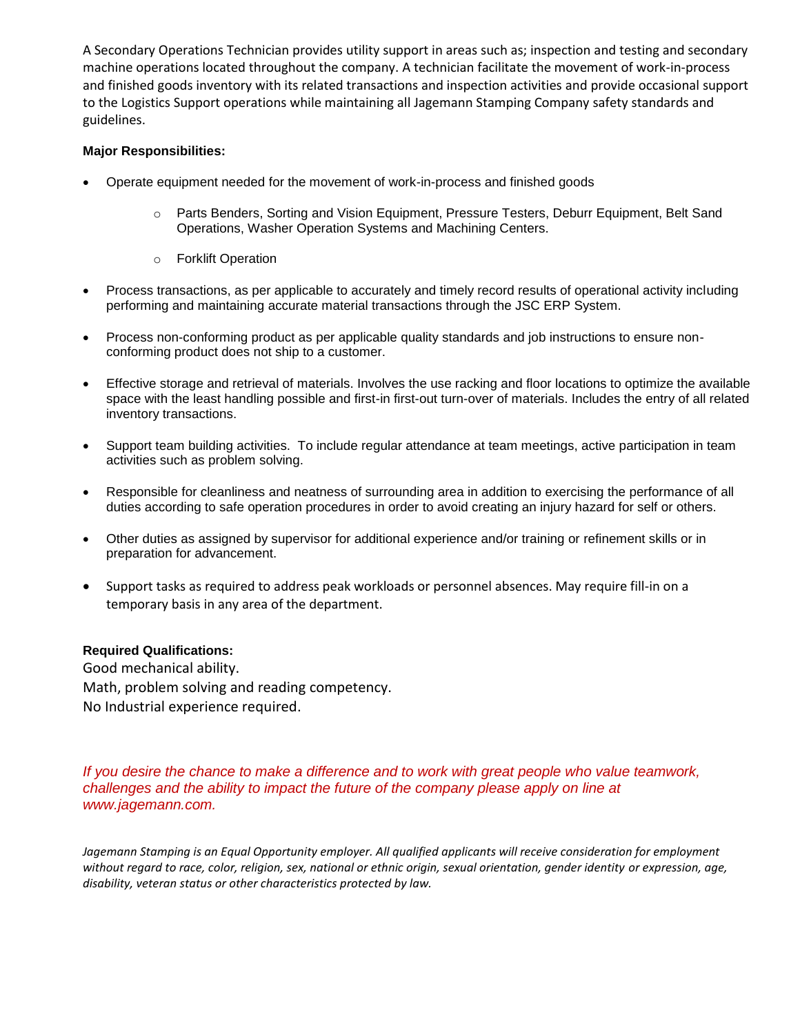A Secondary Operations Technician provides utility support in areas such as; inspection and testing and secondary machine operations located throughout the company. A technician facilitate the movement of work-in-process and finished goods inventory with its related transactions and inspection activities and provide occasional support to the Logistics Support operations while maintaining all Jagemann Stamping Company safety standards and guidelines.

**Major Responsibilities:**

- Operate equipment needed for the movement of work-in-process and finished goods
  - Parts Benders, Sorting and Vision Equipment, Pressure Testers, Deburr Equipment, Belt Sand Operations, Washer Operation Systems and Machining Centers.
  - Forklift Operation
- Process transactions, as per applicable to accurately and timely record results of operational activity including performing and maintaining accurate material transactions through the JSC ERP System.
- Process non-conforming product as per applicable quality standards and job instructions to ensure non-conforming product does not ship to a customer.
- Effective storage and retrieval of materials. Involves the use racking and floor locations to optimize the available space with the least handling possible and first-in first-out turn-over of materials. Includes the entry of all related inventory transactions.
- Support team building activities. To include regular attendance at team meetings, active participation in team activities such as problem solving.
- Responsible for cleanliness and neatness of surrounding area in addition to exercising the performance of all duties according to safe operation procedures in order to avoid creating an injury hazard for self or others.
- Other duties as assigned by supervisor for additional experience and/or training or refinement skills or in preparation for advancement.
- Support tasks as required to address peak workloads or personnel absences. May require fill-in on a temporary basis in any area of the department.

**Required Qualifications:**

Good mechanical ability.
Math, problem solving and reading competency.
No Industrial experience required.

*If you desire the chance to make a difference and to work with great people who value teamwork, challenges and the ability to impact the future of the company please apply on line at www.jagemann.com.*

*Jagemann Stamping is an Equal Opportunity employer. All qualified applicants will receive consideration for employment without regard to race, color, religion, sex, national or ethnic origin, sexual orientation, gender identity or expression, age, disability, veteran status or other characteristics protected by law.*